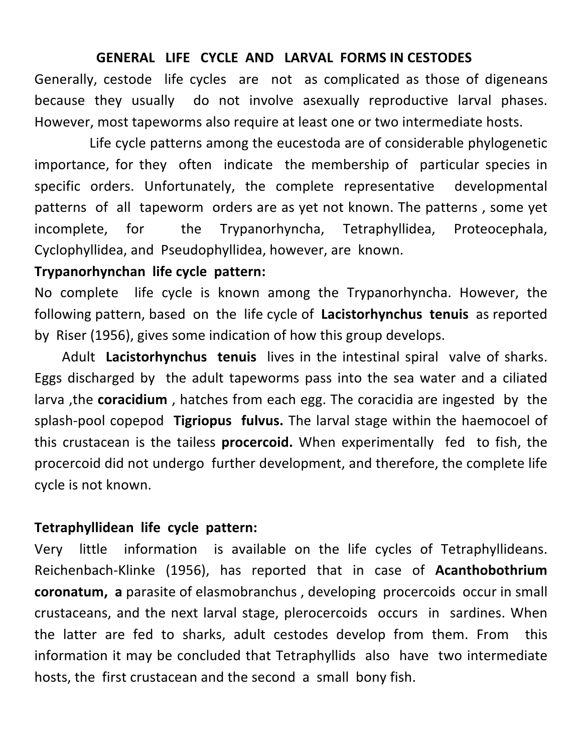# GENERAL LIFE CYCLE AND LARVAL FORMS IN CESTODES

Generally, cestode life cycles are not as complicated as those of digeneans because they usually do not involve asexually reproductive larval phases. However, most tapeworms also require at least one or two intermediate hosts.

Life cycle patterns among the eucestoda are of considerable phylogenetic importance, for they often indicate the membership of particular species in specific orders. Unfortunately, the complete representative developmental patterns of all tapeworm orders are as yet not known. The patterns , some yet incomplete, for the Trypanorhyncha, Tetraphyllidea, Proteocephala, Cyclophyllidea, and Pseudophyllidea, however, are known.

**Trypanorhynchan life cycle pattern:**

No complete life cycle is known among the Trypanorhyncha. However, the following pattern, based on the life cycle of **Lacistorhynchus tenuis** as reported by Riser (1956), gives some indication of how this group develops.

Adult **Lacistorhynchus tenuis** lives in the intestinal spiral valve of sharks. Eggs discharged by the adult tapeworms pass into the sea water and a ciliated larva ,the **coracidium** , hatches from each egg. The coracidia are ingested by the splash-pool copepod **Tigriopus fulvus.** The larval stage within the haemocoel of this crustacean is the tailess **procercoid.** When experimentally fed to fish, the procercoid did not undergo further development, and therefore, the complete life cycle is not known.

**Tetraphyllidean life cycle pattern:**

Very little information is available on the life cycles of Tetraphyllideans. Reichenbach-Klinke (1956), has reported that in case of **Acanthobothrium coronatum, a** parasite of elasmobranchus , developing procercoids occur in small crustaceans, and the next larval stage, plerocercoids occurs in sardines. When the latter are fed to sharks, adult cestodes develop from them. From this information it may be concluded that Tetraphyllids also have two intermediate hosts, the first crustacean and the second a small bony fish.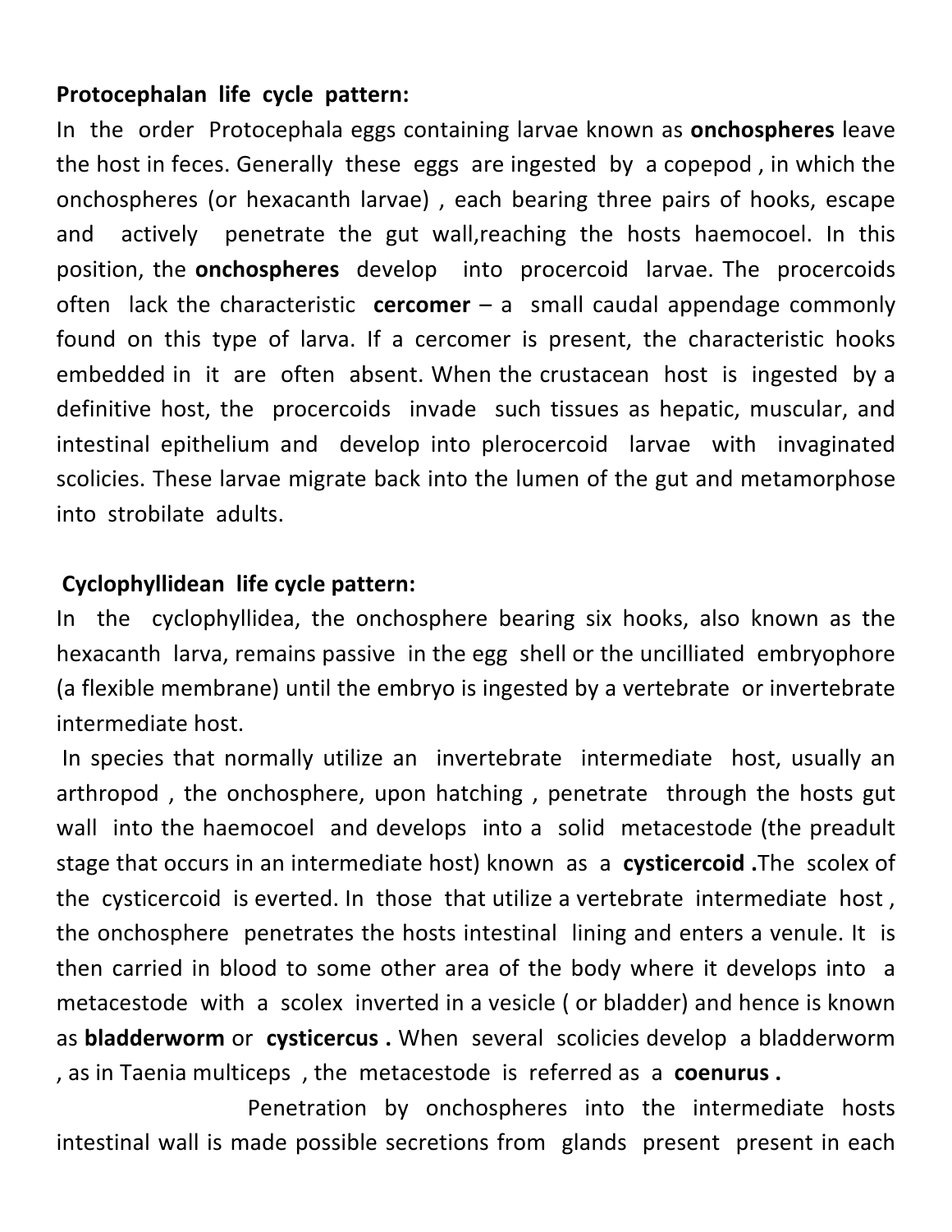**Protocephalan life cycle pattern:**

In the order Protocephala eggs containing larvae known as **onchospheres** leave the host in feces. Generally these eggs are ingested by a copepod , in which the onchospheres (or hexacanth larvae) , each bearing three pairs of hooks, escape and actively penetrate the gut wall,reaching the hosts haemocoel. In this position, the **onchospheres** develop into procercoid larvae. The procercoids often lack the characteristic **cercomer** – a small caudal appendage commonly found on this type of larva. If a cercomer is present, the characteristic hooks embedded in it are often absent. When the crustacean host is ingested by a definitive host, the procercoids invade such tissues as hepatic, muscular, and intestinal epithelium and develop into plerocercoid larvae with invaginated scolicies. These larvae migrate back into the lumen of the gut and metamorphose into strobilate adults.

**Cyclophyllidean life cycle pattern:**

In the cyclophyllidea, the onchosphere bearing six hooks, also known as the hexacanth larva, remains passive in the egg shell or the uncilliated embryophore (a flexible membrane) until the embryo is ingested by a vertebrate or invertebrate intermediate host.

In species that normally utilize an invertebrate intermediate host, usually an arthropod , the onchosphere, upon hatching , penetrate through the hosts gut wall into the haemocoel and develops into a solid metacestode (the preadult stage that occurs in an intermediate host) known as a **cysticercoid .**The scolex of the cysticercoid is everted. In those that utilize a vertebrate intermediate host , the onchosphere penetrates the hosts intestinal lining and enters a venule. It is then carried in blood to some other area of the body where it develops into a metacestode with a scolex inverted in a vesicle ( or bladder) and hence is known as **bladderworm** or **cysticercus .** When several scolicies develop a bladderworm , as in Taenia multiceps , the metacestode is referred as a **coenurus .**

Penetration by onchospheres into the intermediate hosts intestinal wall is made possible secretions from glands present present in each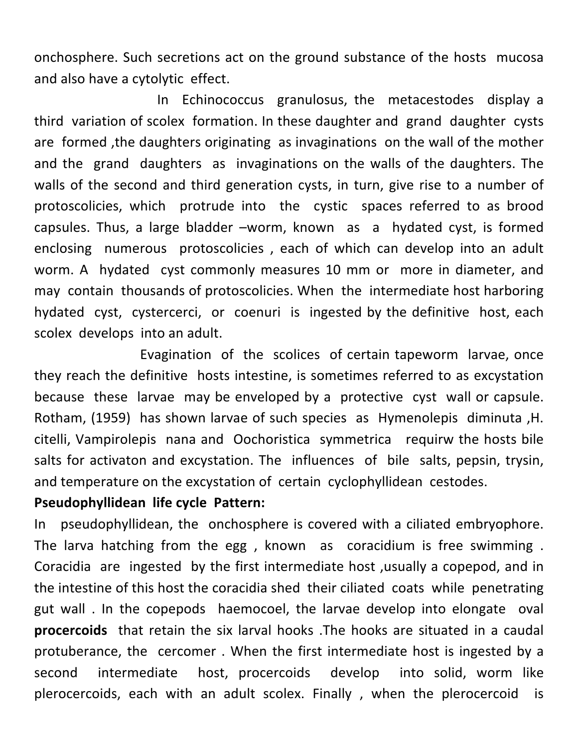onchosphere. Such secretions act on the ground substance of the hosts mucosa and also have a cytolytic effect.

In Echinococcus granulosus, the metacestodes display a third variation of scolex formation. In these daughter and grand daughter cysts are formed ,the daughters originating as invaginations on the wall of the mother and the grand daughters as invaginations on the walls of the daughters. The walls of the second and third generation cysts, in turn, give rise to a number of protoscolicies, which protrude into the cystic spaces referred to as brood capsules. Thus, a large bladder –worm, known as a hydated cyst, is formed enclosing numerous protoscolicies , each of which can develop into an adult worm. A hydated cyst commonly measures 10 mm or more in diameter, and may contain thousands of protoscolicies. When the intermediate host harboring hydated cyst, cystercerci, or coenuri is ingested by the definitive host, each scolex develops into an adult.

Evagination of the scolices of certain tapeworm larvae, once they reach the definitive hosts intestine, is sometimes referred to as excystation because these larvae may be enveloped by a protective cyst wall or capsule. Rotham, (1959) has shown larvae of such species as Hymenolepis diminuta ,H. citelli, Vampirolepis nana and Oochoristica symmetrica requirw the hosts bile salts for activaton and excystation. The influences of bile salts, pepsin, trysin, and temperature on the excystation of certain cyclophyllidean cestodes.

**Pseudophyllidean life cycle Pattern:**

In pseudophyllidean, the onchosphere is covered with a ciliated embryophore. The larva hatching from the egg , known as coracidium is free swimming . Coracidia are ingested by the first intermediate host ,usually a copepod, and in the intestine of this host the coracidia shed their ciliated coats while penetrating gut wall . In the copepods haemocoel, the larvae develop into elongate oval **procercoids** that retain the six larval hooks .The hooks are situated in a caudal protuberance, the cercomer . When the first intermediate host is ingested by a second intermediate host, procercoids develop into solid, worm like plerocercoids, each with an adult scolex. Finally , when the plerocercoid is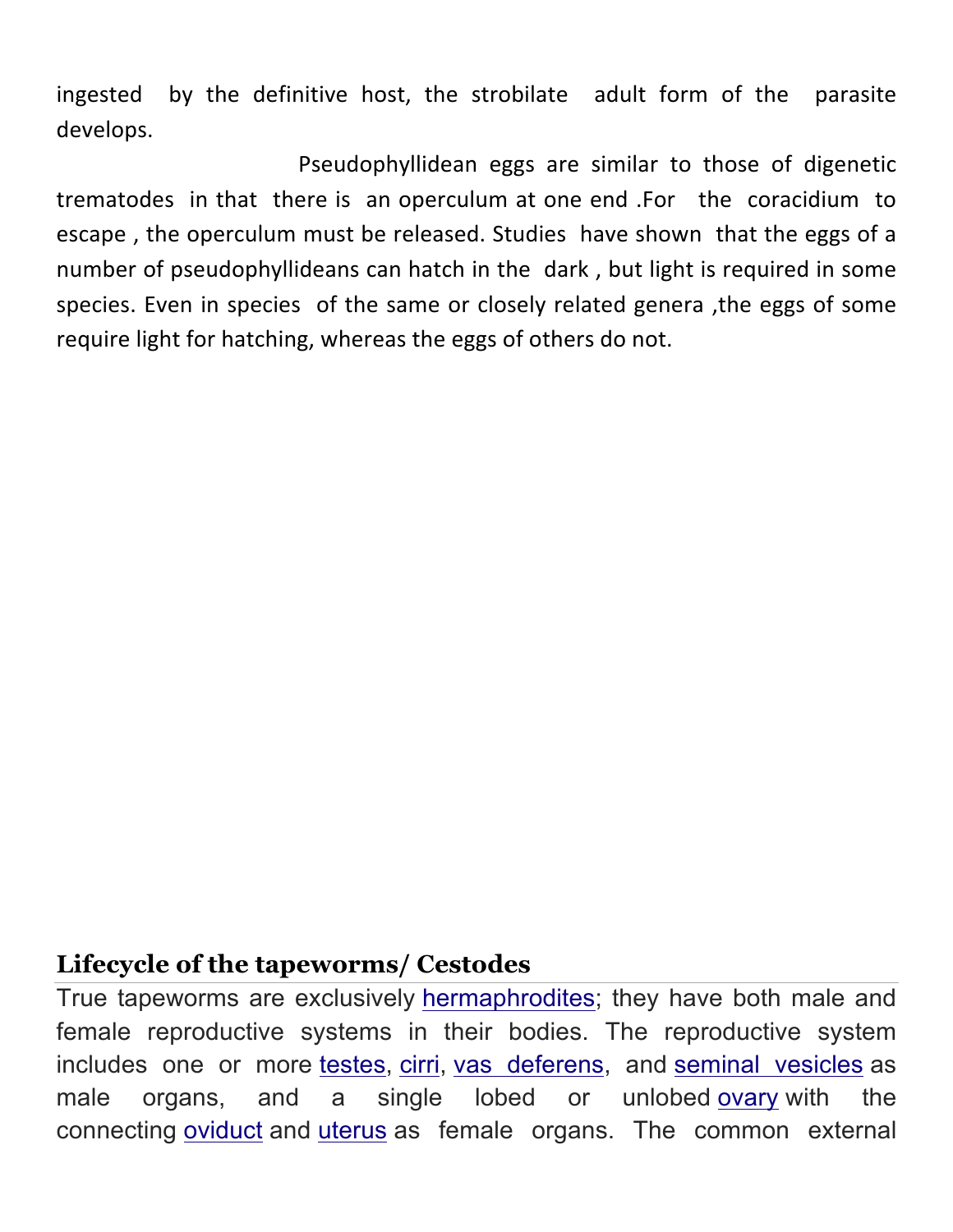ingested by the definitive host, the strobilate adult form of the parasite develops.

Pseudophyllidean eggs are similar to those of digenetic trematodes in that there is an operculum at one end .For the coracidium to escape , the operculum must be released. Studies have shown that the eggs of a number of pseudophyllideans can hatch in the dark , but light is required in some species. Even in species of the same or closely related genera ,the eggs of some require light for hatching, whereas the eggs of others do not.

## Lifecycle of the tapeworms/ Cestodes

True tapeworms are exclusively hermaphrodites; they have both male and female reproductive systems in their bodies. The reproductive system includes one or more testes, cirri, vas deferens, and seminal vesicles as male organs, and a single lobed or unlobed ovary with the connecting oviduct and uterus as female organs. The common external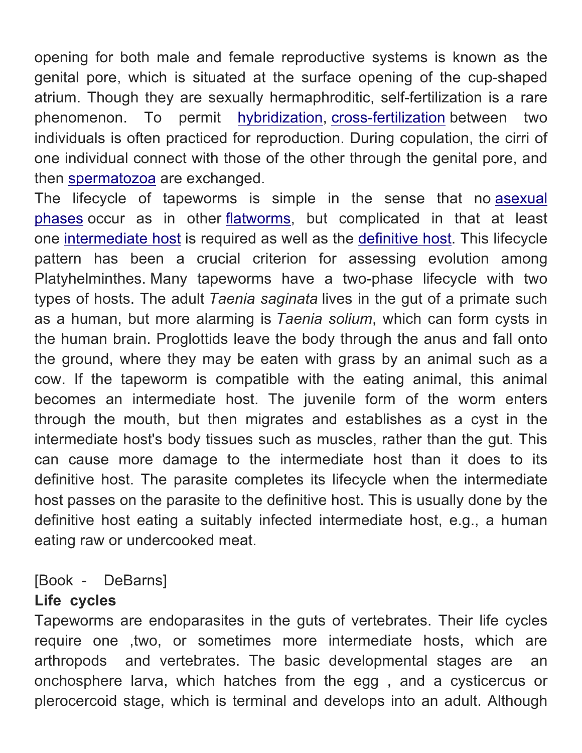opening for both male and female reproductive systems is known as the genital pore, which is situated at the surface opening of the cup-shaped atrium. Though they are sexually hermaphroditic, self-fertilization is a rare phenomenon. To permit hybridization, cross-fertilization between two individuals is often practiced for reproduction. During copulation, the cirri of one individual connect with those of the other through the genital pore, and then spermatozoa are exchanged.

The lifecycle of tapeworms is simple in the sense that no asexual phases occur as in other flatworms, but complicated in that at least one intermediate host is required as well as the definitive host. This lifecycle pattern has been a crucial criterion for assessing evolution among Platyhelminthes. Many tapeworms have a two-phase lifecycle with two types of hosts. The adult *Taenia saginata* lives in the gut of a primate such as a human, but more alarming is *Taenia solium*, which can form cysts in the human brain. Proglottids leave the body through the anus and fall onto the ground, where they may be eaten with grass by an animal such as a cow. If the tapeworm is compatible with the eating animal, this animal becomes an intermediate host. The juvenile form of the worm enters through the mouth, but then migrates and establishes as a cyst in the intermediate host's body tissues such as muscles, rather than the gut. This can cause more damage to the intermediate host than it does to its definitive host. The parasite completes its lifecycle when the intermediate host passes on the parasite to the definitive host. This is usually done by the definitive host eating a suitably infected intermediate host, e.g., a human eating raw or undercooked meat.

[Book - DeBarns]

**Life cycles**

Tapeworms are endoparasites in the guts of vertebrates. Their life cycles require one ,two, or sometimes more intermediate hosts, which are arthropods and vertebrates. The basic developmental stages are an onchosphere larva, which hatches from the egg , and a cysticercus or plerocercoid stage, which is terminal and develops into an adult. Although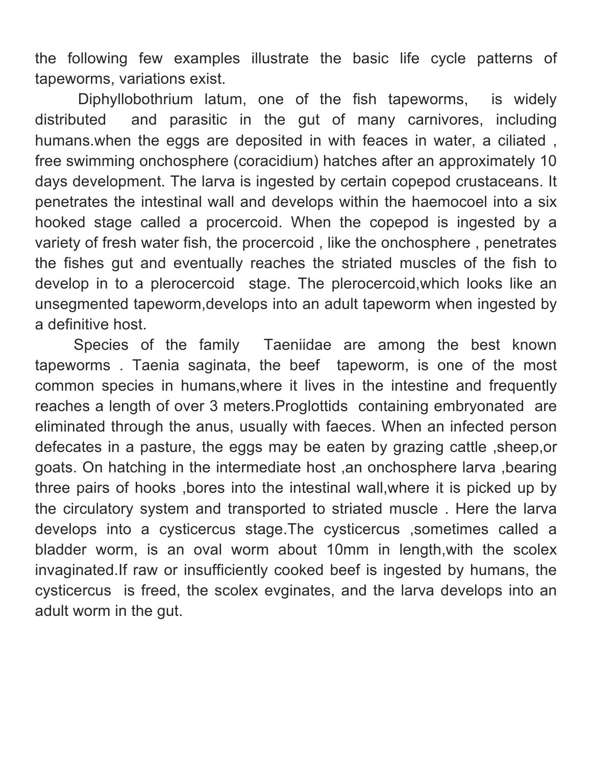the following few examples illustrate the basic life cycle patterns of tapeworms, variations exist.

Diphyllobothrium latum, one of the fish tapeworms, is widely distributed and parasitic in the gut of many carnivores, including humans.when the eggs are deposited in with feaces in water, a ciliated , free swimming onchosphere (coracidium) hatches after an approximately 10 days development. The larva is ingested by certain copepod crustaceans. It penetrates the intestinal wall and develops within the haemocoel into a six hooked stage called a procercoid. When the copepod is ingested by a variety of fresh water fish, the procercoid , like the onchosphere , penetrates the fishes gut and eventually reaches the striated muscles of the fish to develop in to a plerocercoid stage. The plerocercoid,which looks like an unsegmented tapeworm,develops into an adult tapeworm when ingested by a definitive host.

Species of the family Taeniidae are among the best known tapeworms . Taenia saginata, the beef tapeworm, is one of the most common species in humans,where it lives in the intestine and frequently reaches a length of over 3 meters.Proglottids containing embryonated are eliminated through the anus, usually with faeces. When an infected person defecates in a pasture, the eggs may be eaten by grazing cattle ,sheep,or goats. On hatching in the intermediate host ,an onchosphere larva ,bearing three pairs of hooks ,bores into the intestinal wall,where it is picked up by the circulatory system and transported to striated muscle . Here the larva develops into a cysticercus stage.The cysticercus ,sometimes called a bladder worm, is an oval worm about 10mm in length,with the scolex invaginated.If raw or insufficiently cooked beef is ingested by humans, the cysticercus is freed, the scolex evginates, and the larva develops into an adult worm in the gut.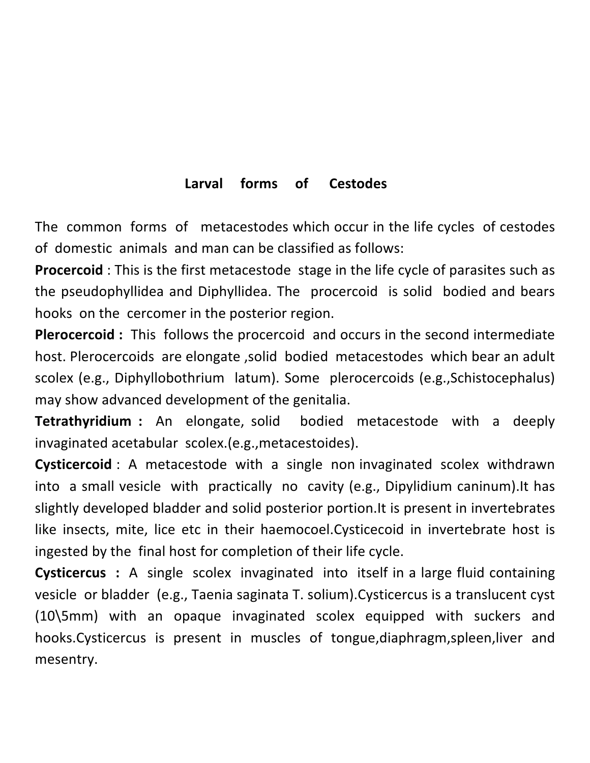## Larval forms of Cestodes

The common forms of metacestodes which occur in the life cycles of cestodes of domestic animals and man can be classified as follows:

**Procercoid** : This is the first metacestode stage in the life cycle of parasites such as the pseudophyllidea and Diphyllidea. The procercoid is solid bodied and bears hooks on the cercomer in the posterior region.

**Plerocercoid :** This follows the procercoid and occurs in the second intermediate host. Plerocercoids are elongate ,solid bodied metacestodes which bear an adult scolex (e.g., Diphyllobothrium latum). Some plerocercoids (e.g.,Schistocephalus) may show advanced development of the genitalia.

**Tetrathyridium :** An elongate, solid bodied metacestode with a deeply invaginated acetabular scolex.(e.g.,metacestoides).

**Cysticercoid** : A metacestode with a single non invaginated scolex withdrawn into a small vesicle with practically no cavity (e.g., Dipylidium caninum).It has slightly developed bladder and solid posterior portion.It is present in invertebrates like insects, mite, lice etc in their haemocoel.Cysticecoid in invertebrate host is ingested by the final host for completion of their life cycle.

**Cysticercus :** A single scolex invaginated into itself in a large fluid containing vesicle or bladder (e.g., Taenia saginata T. solium).Cysticercus is a translucent cyst (10\5mm) with an opaque invaginated scolex equipped with suckers and hooks.Cysticercus is present in muscles of tongue,diaphragm,spleen,liver and mesentry.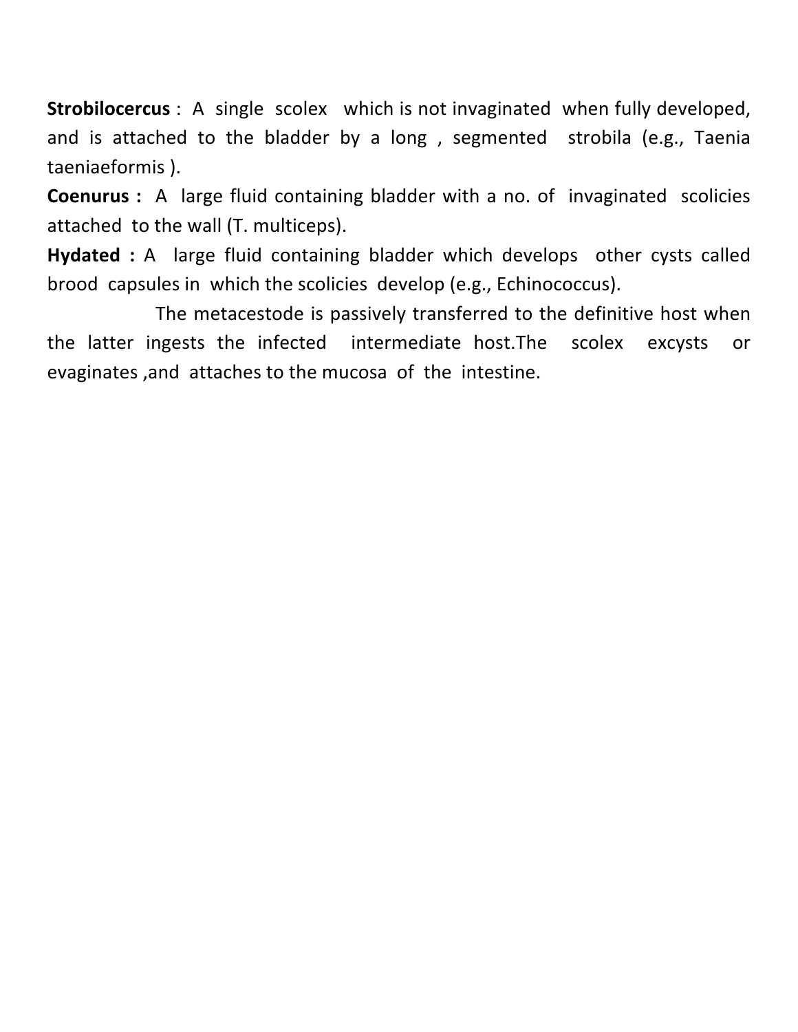**Strobilocercus** : A single scolex which is not invaginated when fully developed, and is attached to the bladder by a long , segmented strobila (e.g., Taenia taeniaeformis ).

**Coenurus :** A large fluid containing bladder with a no. of invaginated scolicies attached to the wall (T. multiceps).

**Hydated :** A large fluid containing bladder which develops other cysts called brood capsules in which the scolicies develop (e.g., Echinococcus).

The metacestode is passively transferred to the definitive host when the latter ingests the infected intermediate host.The scolex excysts or evaginates ,and attaches to the mucosa of the intestine.